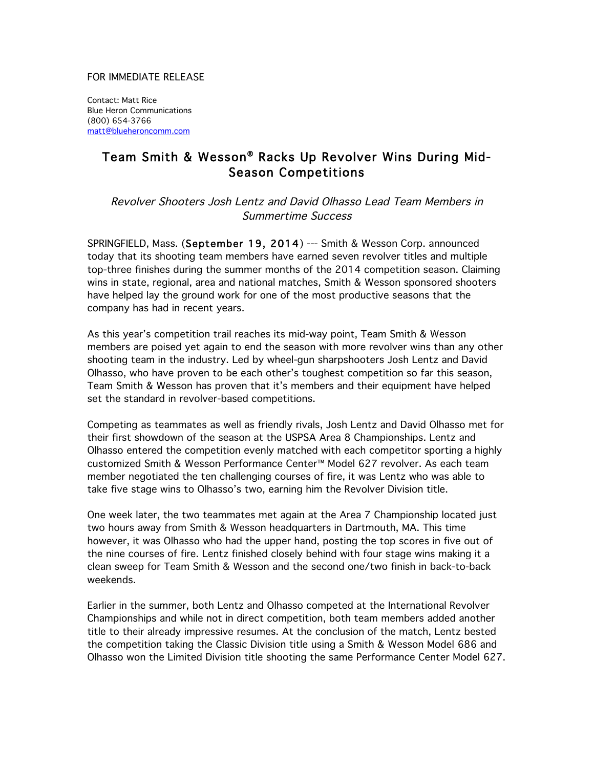FOR IMMEDIATE RELEASE

Contact: Matt Rice
Blue Heron Communications
(800) 654-3766
matt@blueheroncomm.com

# Team Smith & Wesson® Racks Up Revolver Wins During Mid-Season Competitions

*Revolver Shooters Josh Lentz and David Olhasso Lead Team Members in Summertime Success*

SPRINGFIELD, Mass. (September 19, 2014) --- Smith & Wesson Corp. announced today that its shooting team members have earned seven revolver titles and multiple top-three finishes during the summer months of the 2014 competition season. Claiming wins in state, regional, area and national matches, Smith & Wesson sponsored shooters have helped lay the ground work for one of the most productive seasons that the company has had in recent years.

As this year's competition trail reaches its mid-way point, Team Smith & Wesson members are poised yet again to end the season with more revolver wins than any other shooting team in the industry. Led by wheel-gun sharpshooters Josh Lentz and David Olhasso, who have proven to be each other's toughest competition so far this season, Team Smith & Wesson has proven that it's members and their equipment have helped set the standard in revolver-based competitions.

Competing as teammates as well as friendly rivals, Josh Lentz and David Olhasso met for their first showdown of the season at the USPSA Area 8 Championships. Lentz and Olhasso entered the competition evenly matched with each competitor sporting a highly customized Smith & Wesson Performance Center™ Model 627 revolver. As each team member negotiated the ten challenging courses of fire, it was Lentz who was able to take five stage wins to Olhasso's two, earning him the Revolver Division title.

One week later, the two teammates met again at the Area 7 Championship located just two hours away from Smith & Wesson headquarters in Dartmouth, MA. This time however, it was Olhasso who had the upper hand, posting the top scores in five out of the nine courses of fire. Lentz finished closely behind with four stage wins making it a clean sweep for Team Smith & Wesson and the second one/two finish in back-to-back weekends.

Earlier in the summer, both Lentz and Olhasso competed at the International Revolver Championships and while not in direct competition, both team members added another title to their already impressive resumes. At the conclusion of the match, Lentz bested the competition taking the Classic Division title using a Smith & Wesson Model 686 and Olhasso won the Limited Division title shooting the same Performance Center Model 627.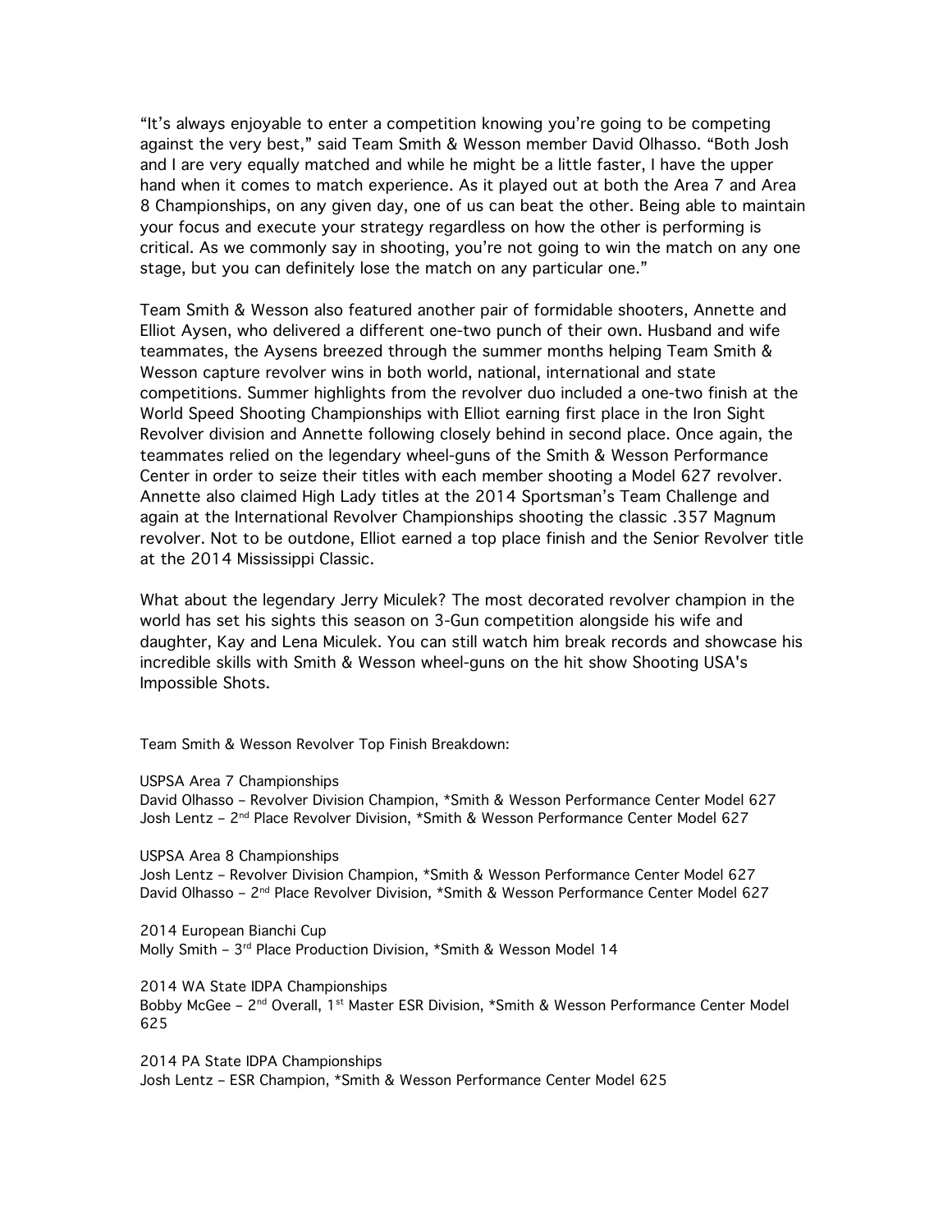"It's always enjoyable to enter a competition knowing you're going to be competing against the very best," said Team Smith & Wesson member David Olhasso. "Both Josh and I are very equally matched and while he might be a little faster, I have the upper hand when it comes to match experience. As it played out at both the Area 7 and Area 8 Championships, on any given day, one of us can beat the other. Being able to maintain your focus and execute your strategy regardless on how the other is performing is critical. As we commonly say in shooting, you're not going to win the match on any one stage, but you can definitely lose the match on any particular one."

Team Smith & Wesson also featured another pair of formidable shooters, Annette and Elliot Aysen, who delivered a different one-two punch of their own. Husband and wife teammates, the Aysens breezed through the summer months helping Team Smith & Wesson capture revolver wins in both world, national, international and state competitions. Summer highlights from the revolver duo included a one-two finish at the World Speed Shooting Championships with Elliot earning first place in the Iron Sight Revolver division and Annette following closely behind in second place. Once again, the teammates relied on the legendary wheel-guns of the Smith & Wesson Performance Center in order to seize their titles with each member shooting a Model 627 revolver. Annette also claimed High Lady titles at the 2014 Sportsman's Team Challenge and again at the International Revolver Championships shooting the classic .357 Magnum revolver. Not to be outdone, Elliot earned a top place finish and the Senior Revolver title at the 2014 Mississippi Classic.

What about the legendary Jerry Miculek? The most decorated revolver champion in the world has set his sights this season on 3-Gun competition alongside his wife and daughter, Kay and Lena Miculek. You can still watch him break records and showcase his incredible skills with Smith & Wesson wheel-guns on the hit show Shooting USA's Impossible Shots.

Team Smith & Wesson Revolver Top Finish Breakdown:

USPSA Area 7 Championships
David Olhasso – Revolver Division Champion, *Smith & Wesson Performance Center Model 627
Josh Lentz – 2nd Place Revolver Division, *Smith & Wesson Performance Center Model 627

USPSA Area 8 Championships
Josh Lentz – Revolver Division Champion, *Smith & Wesson Performance Center Model 627
David Olhasso – 2nd Place Revolver Division, *Smith & Wesson Performance Center Model 627

2014 European Bianchi Cup
Molly Smith – 3rd Place Production Division, *Smith & Wesson Model 14

2014 WA State IDPA Championships
Bobby McGee – 2nd Overall, 1st Master ESR Division, *Smith & Wesson Performance Center Model 625

2014 PA State IDPA Championships
Josh Lentz – ESR Champion, *Smith & Wesson Performance Center Model 625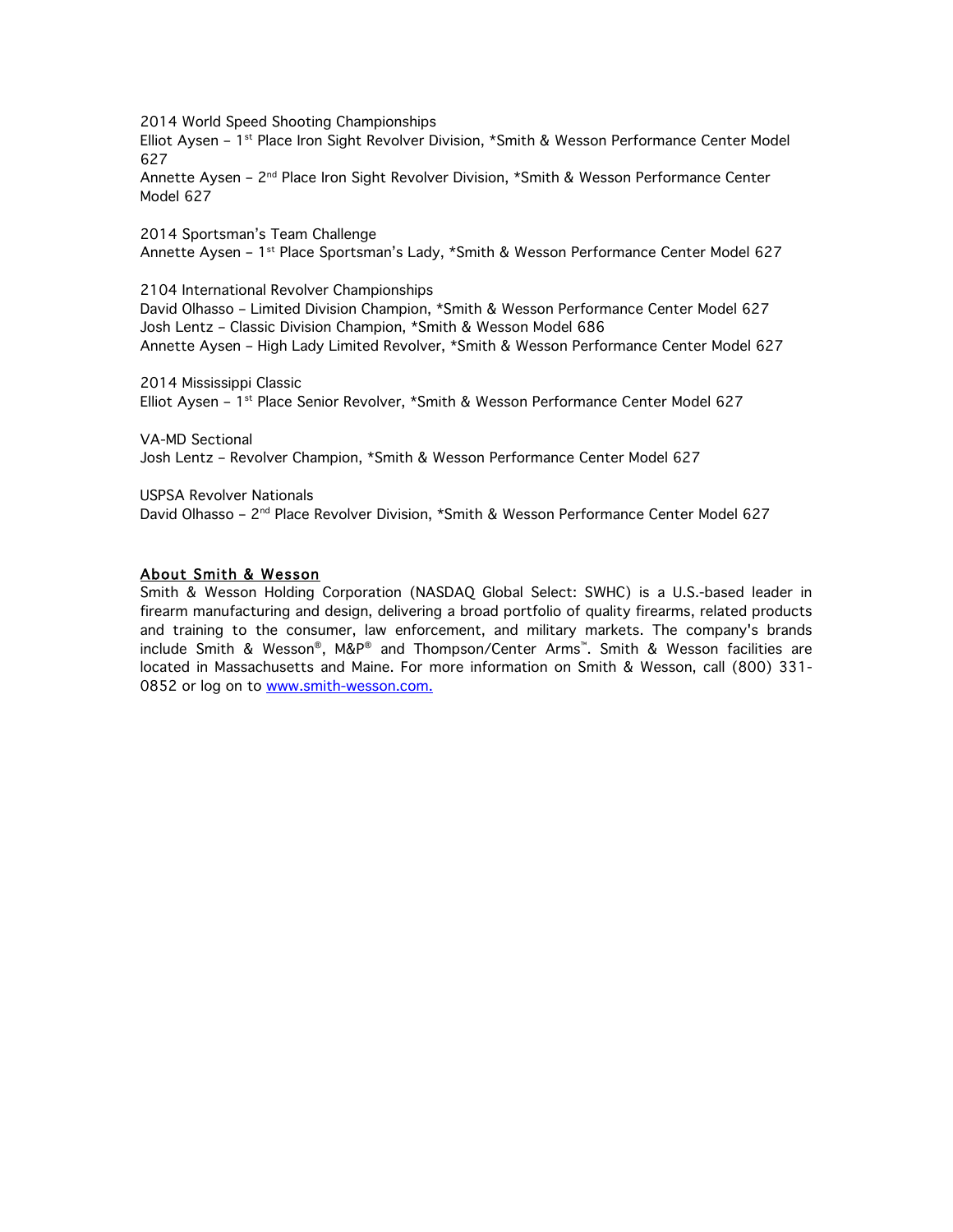2014 World Speed Shooting Championships
Elliot Aysen – 1st Place Iron Sight Revolver Division, *Smith & Wesson Performance Center Model 627
Annette Aysen – 2nd Place Iron Sight Revolver Division, *Smith & Wesson Performance Center Model 627

2014 Sportsman's Team Challenge
Annette Aysen – 1st Place Sportsman's Lady, *Smith & Wesson Performance Center Model 627

2104 International Revolver Championships
David Olhasso – Limited Division Champion, *Smith & Wesson Performance Center Model 627
Josh Lentz – Classic Division Champion, *Smith & Wesson Model 686
Annette Aysen – High Lady Limited Revolver, *Smith & Wesson Performance Center Model 627

2014 Mississippi Classic
Elliot Aysen – 1st Place Senior Revolver, *Smith & Wesson Performance Center Model 627

VA-MD Sectional
Josh Lentz – Revolver Champion, *Smith & Wesson Performance Center Model 627

USPSA Revolver Nationals
David Olhasso – 2nd Place Revolver Division, *Smith & Wesson Performance Center Model 627

## About Smith & Wesson

Smith & Wesson Holding Corporation (NASDAQ Global Select: SWHC) is a U.S.-based leader in firearm manufacturing and design, delivering a broad portfolio of quality firearms, related products and training to the consumer, law enforcement, and military markets. The company's brands include Smith & Wesson®, M&P® and Thompson/Center Arms™. Smith & Wesson facilities are located in Massachusetts and Maine. For more information on Smith & Wesson, call (800) 331-0852 or log on to www.smith-wesson.com.